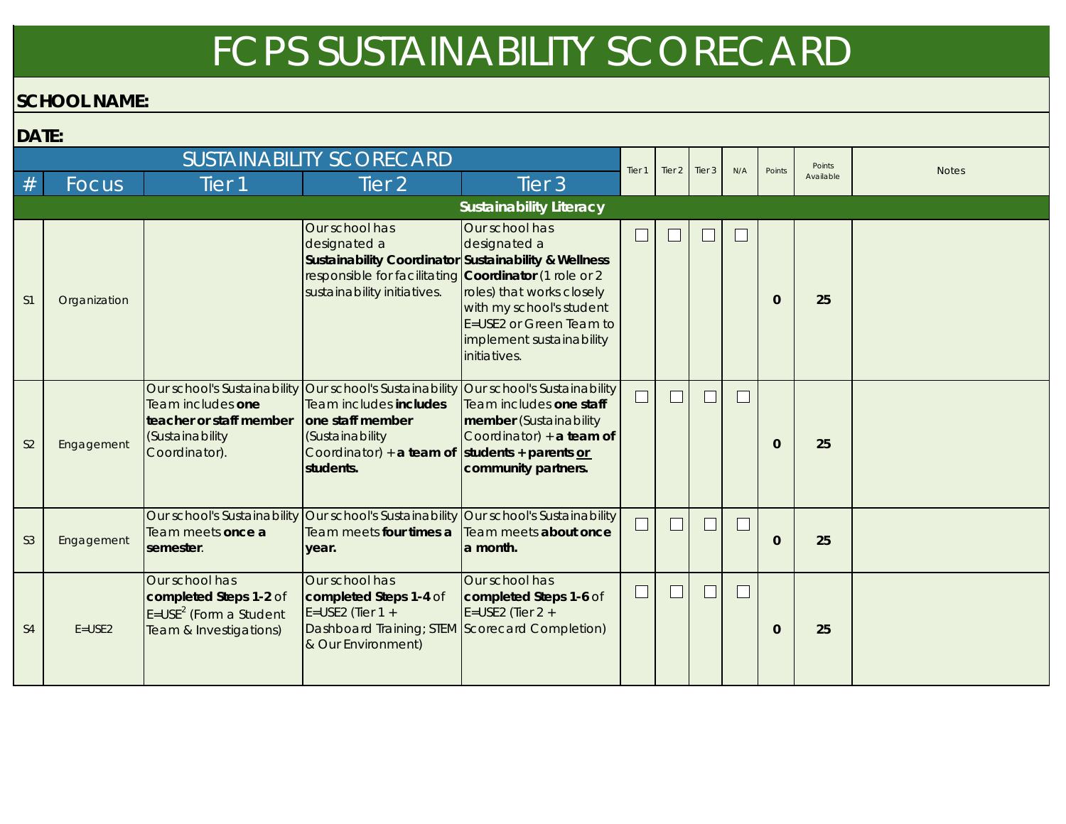# FCPS SUSTAINABILITY SCORECARD

**SCHOOL NAME:**

**DATE:**

| SUSTAINABILITY SCORECARD | | | | | Tier 1 | Tier 2 | Tier 3 | N/A | Points | Points Available | Notes |
|---|---|---|---|---|---|---|---|---|---|---|---|
| # | Focus | Tier 1 | Tier 2 | Tier 3 | | | | | | | |
| **Sustainability Literacy** | | | | | | | | | | | |
| S1 | Organization | | Our school has designated a **Sustainability Coordinator** responsible for facilitating sustainability initiatives. | Our school has designated a **Sustainability & Wellness Coordinator** (1 role or 2 roles) that works closely with my school's student E=USE2 or Green Team to implement sustainability initiatives. | ☐ | ☐ | ☐ | ☐ | **0** | **25** | |
| S2 | Engagement | Our school's Sustainability Team includes **one teacher or staff member** (Sustainability Coordinator). | Our school's Sustainability Team includes **includes one staff member** (Sustainability Coordinator) + **a team of students.** | Our school's Sustainability Team includes **one staff member** (Sustainability Coordinator) + **a team of students + parents or community partners.** | ☐ | ☐ | ☐ | ☐ | **0** | **25** | |
| S3 | Engagement | Our school's Sustainability Team meets **once a semester**. | Our school's Sustainability Team meets **four times a year.** | Our school's Sustainability Team meets **about once a month.** | ☐ | ☐ | ☐ | ☐ | **0** | **25** | |
| S4 | E=USE2 | Our school has **completed Steps 1-2** of E=USE$^2$ (Form a Student Team & Investigations) | Our school has **completed Steps 1-4** of E=USE2 (Tier 1 + Dashboard Training; STEM & Our Environment) | Our school has **completed Steps 1-6** of E=USE2 (Tier 2 + Scorecard Completion) | ☐ | ☐ | ☐ | ☐ | **0** | **25** | |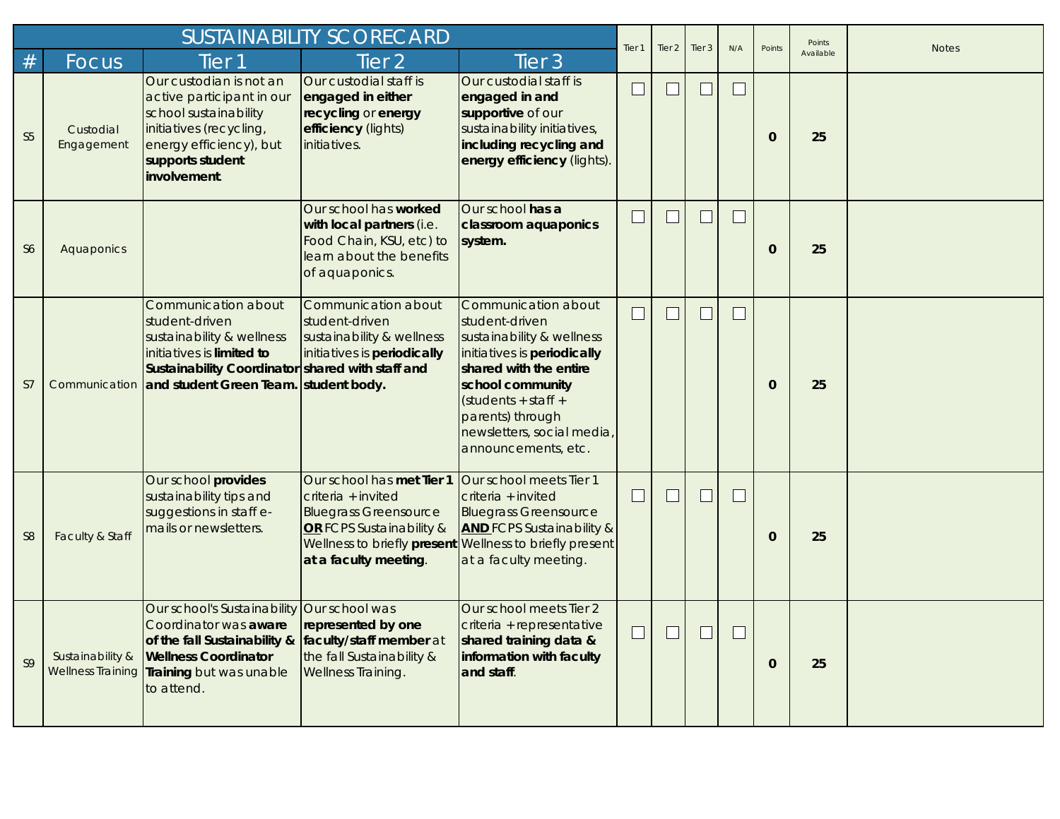| SUSTAINABILITY SCORECARD | | | | | Tier 1 | Tier 2 | Tier 3 | N/A | Points | Points Available | Notes |
|---|---|---|---|---|---|---|---|---|---|---|---|
| # | Focus | Tier 1 | Tier 2 | Tier 3 | | | | | | | |
| S5 | Custodial Engagement | Our custodian is not an active participant in our school sustainability initiatives (recycling, energy efficiency), but **supports student involvement**. | Our custodial staff is **engaged in either recycling** or **energy efficiency** (lights) initiatives. | Our custodial staff is **engaged in and supportive** of our sustainability initiatives, **including recycling and energy efficiency** (lights). | ☐ | ☐ | ☐ | ☐ | 0 | 25 | |
| S6 | Aquaponics | | Our school has **worked with local partners** (i.e. Food Chain, KSU, etc) to learn about the benefits of aquaponics. | Our school **has a classroom aquaponics system.** | ☐ | ☐ | ☐ | ☐ | 0 | 25 | |
| S7 | Communication | Communication about student-driven sustainability & wellness initiatives is **limited to Sustainability Coordinator and student Green Team.** | Communication about student-driven sustainability & wellness initiatives is **periodically shared with staff and student body.** | Communication about student-driven sustainability & wellness initiatives is **periodically shared with the entire school community** (students + staff + parents) through newsletters, social media, announcements, etc. | ☐ | ☐ | ☐ | ☐ | 0 | 25 | |
| S8 | Faculty & Staff | Our school **provides** sustainability tips and suggestions in staff e-mails or newsletters. | Our school has **met Tier 1** criteria + invited Bluegrass Greensource **OR** FCPS Sustainability & Wellness to briefly **present at a faculty meeting**. | Our school meets Tier 1 criteria + invited Bluegrass Greensource **AND** FCPS Sustainability & Wellness to briefly present at a faculty meeting. | ☐ | ☐ | ☐ | ☐ | 0 | 25 | |
| S9 | Sustainability & Wellness Training | Our school's Sustainability Coordinator was **aware of the fall Sustainability & Wellness Coordinator Training** but was unable to attend. | Our school was **represented by one faculty/staff member** at the fall Sustainability & Wellness Training. | Our school meets Tier 2 criteria + representative **shared training data & information with faculty and staff**. | ☐ | ☐ | ☐ | ☐ | 0 | 25 | |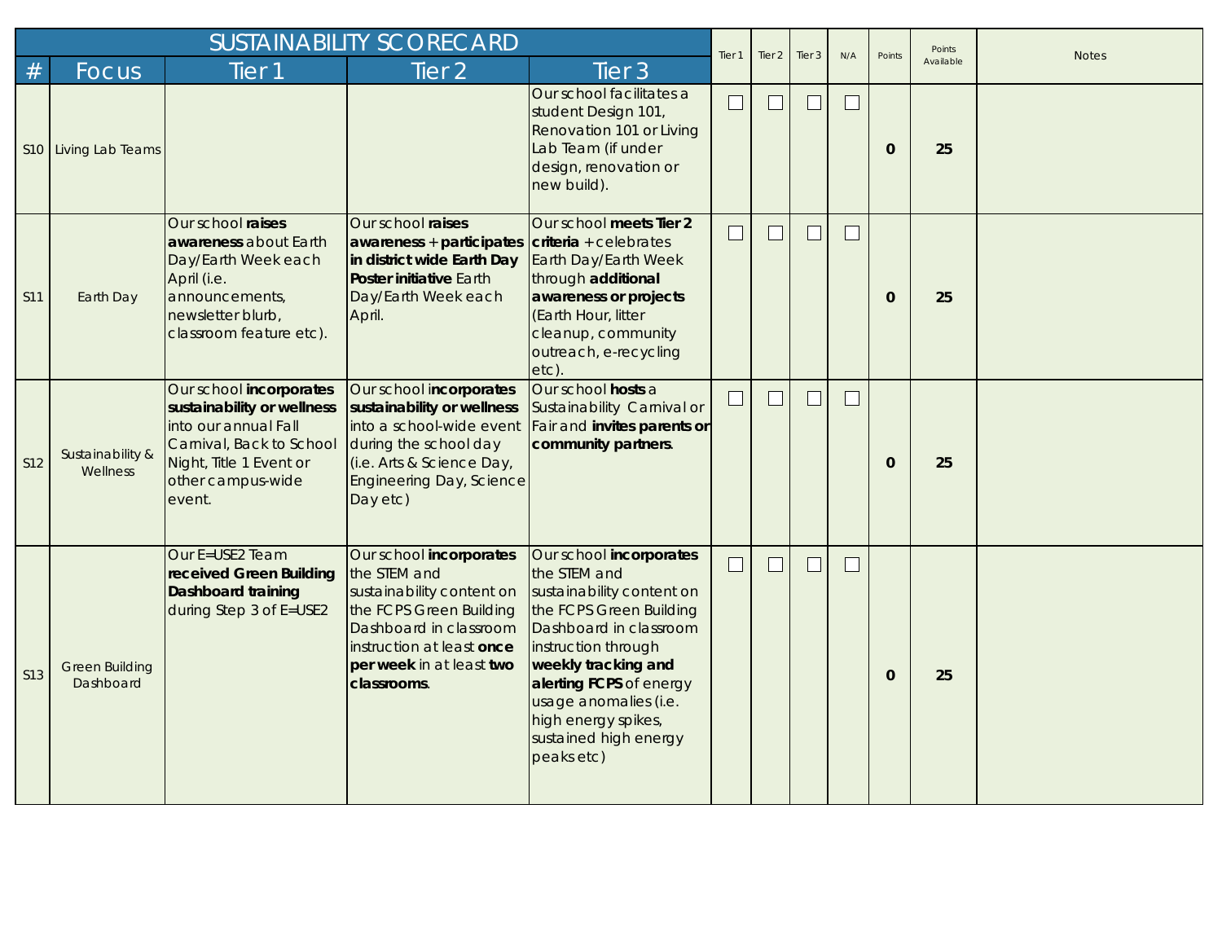| # | Focus | Tier 1 | Tier 2 | Tier 3 | Tier 1 | Tier 2 | Tier 3 | N/A | Points | Points Available | Notes |
|---|---|---|---|---|---|---|---|---|---|---|---|
| SUSTAINABILITY SCORECARD | | | | | | | | | | | |
| S10 | Living Lab Teams | | | Our school facilitates a student Design 101, Renovation 101 or Living Lab Team (if under design, renovation or new build). | ☐ | ☐ | ☐ | ☐ | **0** | **25** | |
| S11 | Earth Day | Our school **raises awareness** about Earth Day/Earth Week each April (i.e. announcements, newsletter blurb, classroom feature etc). | Our school **raises awareness + participates in district wide Earth Day Poster initiative** Earth Day/Earth Week each April. | Our school **meets Tier 2 criteria** + celebrates Earth Day/Earth Week through **additional awareness or projects** (Earth Hour, litter cleanup, community outreach, e-recycling etc). | ☐ | ☐ | ☐ | ☐ | **0** | **25** | |
| S12 | Sustainability & Wellness | Our school **incorporates sustainability or wellness** into our annual Fall Carnival, Back to School Night, Title 1 Event or other campus-wide event. | Our school **incorporates sustainability or wellness** into a school-wide event during the school day (i.e. Arts & Science Day, Engineering Day, Science Day etc) | Our school **hosts** a Sustainability Carnival or Fair and **invites parents or community partners**. | ☐ | ☐ | ☐ | ☐ | **0** | **25** | |
| S13 | Green Building Dashboard | Our E=USE2 Team **received Green Building Dashboard training** during Step 3 of E=USE2 | Our school **incorporates** the STEM and sustainability content on the FCPS Green Building Dashboard in classroom instruction at least **once per week** in at least **two classrooms**. | Our school **incorporates** the STEM and sustainability content on the FCPS Green Building Dashboard in classroom instruction through **weekly tracking and alerting FCPS** of energy usage anomalies (i.e. high energy spikes, sustained high energy peaks etc) | ☐ | ☐ | ☐ | ☐ | **0** | **25** | |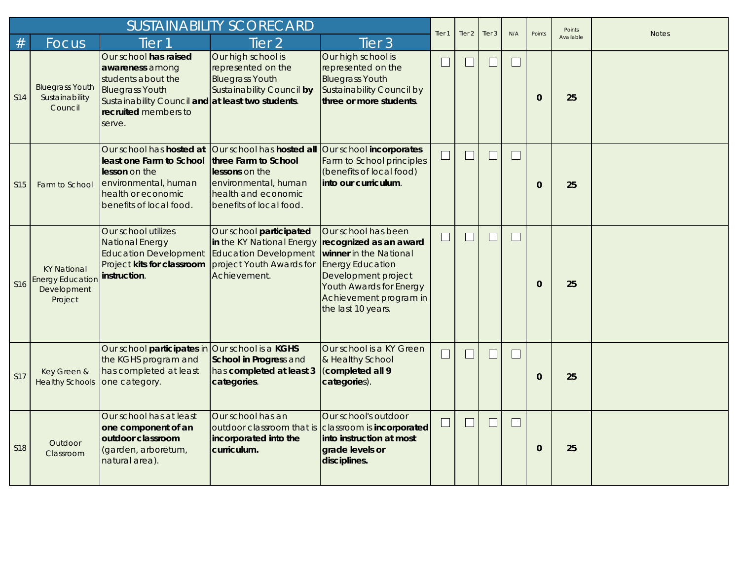| SUSTAINABILITY SCORECARD | | | | | Tier 1 | Tier 2 | Tier 3 | N/A | Points | Points Available | Notes |
|---|---|---|---|---|---|---|---|---|---|---|---|
| # | Focus | Tier 1 | Tier 2 | Tier 3 | | | | | | | |
| S14 | Bluegrass Youth Sustainability Council | Our school **has raised awareness** among students about the Bluegrass Youth Sustainability Council **and recruited** members to serve. | Our high school is represented on the Bluegrass Youth Sustainability Council **by at least two students**. | Our high school is represented on the Bluegrass Youth Sustainability Council by **three or more students**. | ☐ | ☐ | ☐ | ☐ | **0** | **25** | |
| S15 | Farm to School | Our school has **hosted at least one Farm to School lesson** on the environmental, human health or economic benefits of local food. | Our school has **hosted all three Farm to School lessons** on the environmental, human health and economic benefits of local food. | Our school **incorporates** Farm to School principles (benefits of local food) **into our curriculum**. | ☐ | ☐ | ☐ | ☐ | **0** | **25** | |
| S16 | KY National Energy Education Development Project | Our school utilizes National Energy Education Development Project **kits for classroom instruction**. | Our school **participated in** the KY National Energy Education Development project Youth Awards for Achievement. | Our school has been **recognized as an award winner** in the National Energy Education Development project Youth Awards for Energy Achievement program in the last 10 years. | ☐ | ☐ | ☐ | ☐ | **0** | **25** | |
| S17 | Key Green & Healthy Schools | Our school **participates** in the KGHS program and has completed at least one category. | Our school is a **KGHS School in Progress** and has **completed at least 3 categories**. | Our school is a KY Green & Healthy School (**completed all 9 categories**). | ☐ | ☐ | ☐ | ☐ | **0** | **25** | |
| S18 | Outdoor Classroom | Our school has at least **one component of an outdoor classroom** (garden, arboretum, natural area). | Our school has an outdoor classroom that is **incorporated into the curriculum.** | Our school's outdoor classroom is **incorporated into instruction at most grade levels or disciplines.** | ☐ | ☐ | ☐ | ☐ | **0** | **25** | |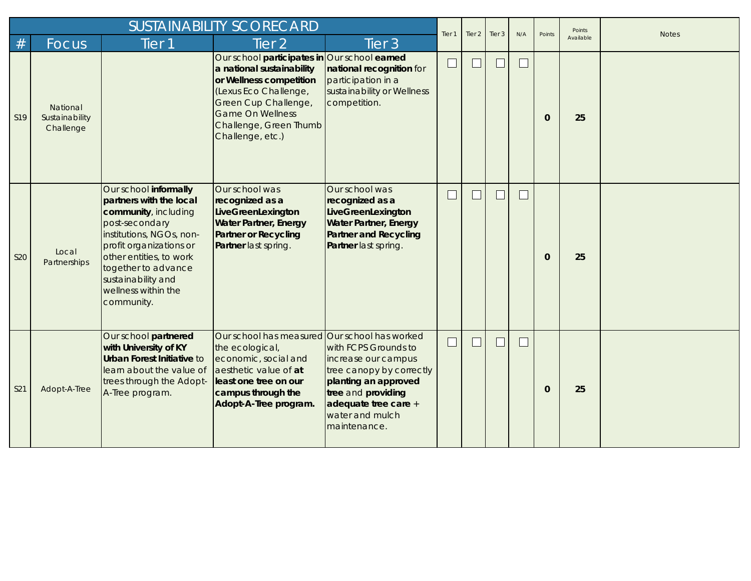| # | Focus | Tier 1 | Tier 2 | Tier 3 | Tier 1 | Tier 2 | Tier 3 | N/A | Points | Points Available | Notes |
|---|---|---|---|---|---|---|---|---|---|---|---|
| S19 | National Sustainability Challenge | | Our school **participates in a national sustainability or Wellness competition** (Lexus Eco Challenge, Green Cup Challenge, Game On Wellness Challenge, Green Thumb Challenge, etc.) | Our school **earned national recognition** for participation in a sustainability or Wellness competition. | ☐ | ☐ | ☐ | ☐ | 0 | 25 | |
| S20 | Local Partnerships | Our school **informally partners with the local community**, including post-secondary institutions, NGOs, non-profit organizations or other entities, to work together to advance sustainability and wellness within the community. | Our school was **recognized as a LiveGreenLexington Water Partner, Energy Partner or Recycling Partner** last spring. | Our school was **recognized as a LiveGreenLexington Water Partner, Energy Partner and Recycling Partner** last spring. | ☐ | ☐ | ☐ | ☐ | 0 | 25 | |
| S21 | Adopt-A-Tree | Our school **partnered with University of KY Urban Forest Initiative** to learn about the value of trees through the Adopt-A-Tree program. | Our school has measured the ecological, economic, social and aesthetic value of **at least one tree on our campus through the Adopt-A-Tree program.** | Our school has worked with FCPS Grounds to increase our campus tree canopy by correctly **planting an approved tree** and **providing adequate tree care** + water and mulch maintenance. | ☐ | ☐ | ☐ | ☐ | 0 | 25 | |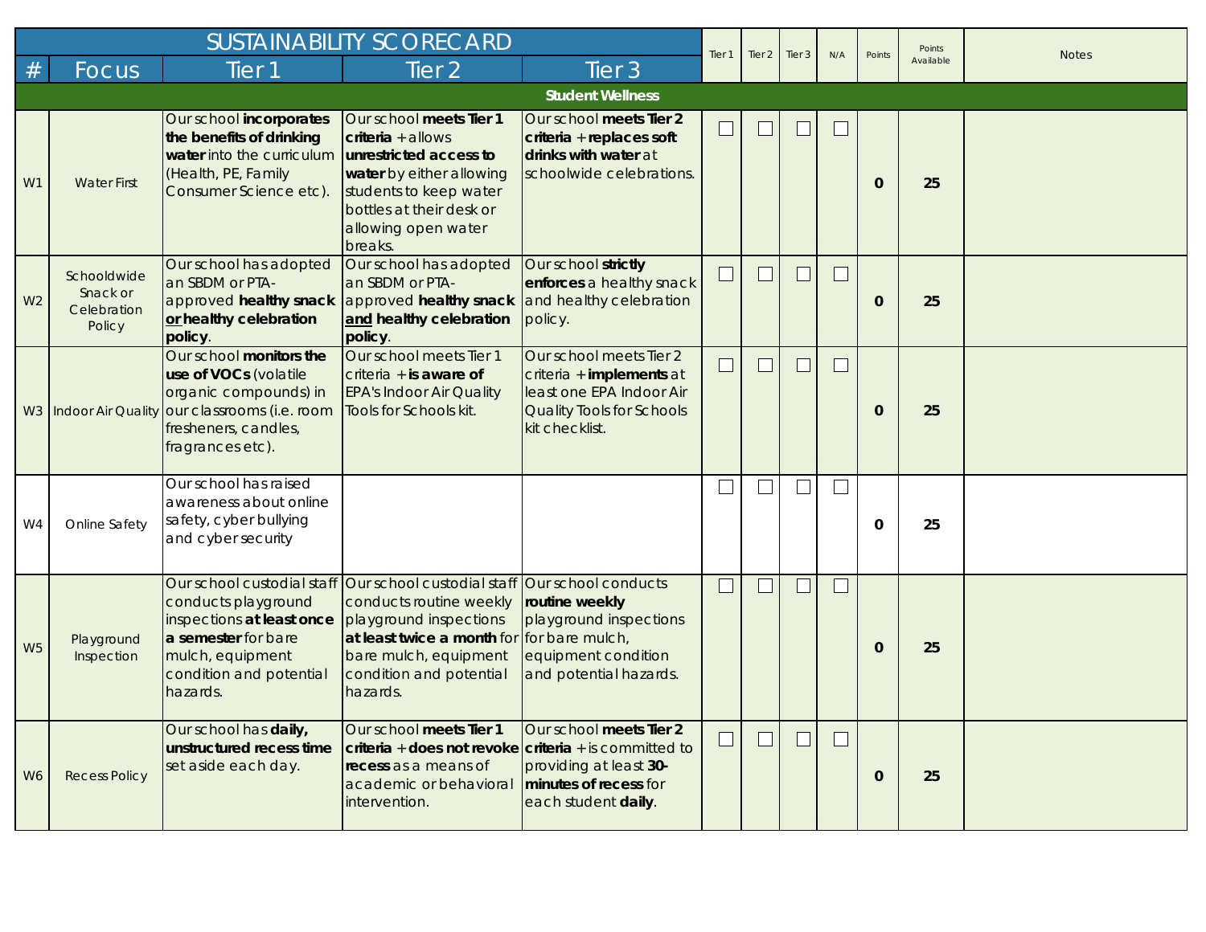| SUSTAINABILITY SCORECARD | | | | | Tier 1 | Tier 2 | Tier 3 | N/A | Points | Points Available | Notes |
|---|---|---|---|---|---|---|---|---|---|---|---|
| # | Focus | Tier 1 | Tier 2 | Tier 3 | | | | | | | |
| **Student Wellness** | | | | | | | | | | | |
| W1 | Water First | Our school **incorporates the benefits of drinking water** into the curriculum (Health, PE, Family Consumer Science etc). | Our school **meets Tier 1 criteria** + allows **unrestricted access to water** by either allowing students to keep water bottles at their desk or allowing open water breaks. | Our school **meets Tier 2 criteria** + **replaces soft drinks with water** at schoolwide celebrations. | ☐ | ☐ | ☐ | ☐ | **0** | **25** | |
| W2 | Schooldwide Snack or Celebration Policy | Our school has adopted an SBDM or PTA-approved **healthy snack or healthy celebration policy**. | Our school has adopted an SBDM or PTA-approved **healthy snack and healthy celebration policy**. | Our school **strictly enforces** a healthy snack and healthy celebration policy. | ☐ | ☐ | ☐ | ☐ | **0** | **25** | |
| W3 | Indoor Air Quality | Our school **monitors the use of VOCs** (volatile organic compounds) in our classrooms (i.e. room fresheners, candles, fragrances etc). | Our school meets Tier 1 criteria + **is aware of** EPA's Indoor Air Quality Tools for Schools kit. | Our school meets Tier 2 criteria + **implements** at least one EPA Indoor Air Quality Tools for Schools kit checklist. | ☐ | ☐ | ☐ | ☐ | **0** | **25** | |
| W4 | Online Safety | Our school has raised awareness about online safety, cyber bullying and cyber security | | | ☐ | ☐ | ☐ | ☐ | **0** | **25** | |
| W5 | Playground Inspection | Our school custodial staff conducts playground inspections **at least once a semester** for bare mulch, equipment condition and potential hazards. | Our school custodial staff conducts routine weekly playground inspections **at least twice a month** for bare mulch, equipment condition and potential hazards. | Our school conducts **routine weekly** playground inspections for bare mulch, equipment condition and potential hazards. | ☐ | ☐ | ☐ | ☐ | **0** | **25** | |
| W6 | Recess Policy | Our school has **daily, unstructured recess time** set aside each day. | Our school **meets Tier 1 criteria** + **does not revoke recess** as a means of academic or behavioral intervention. | Our school **meets Tier 2 criteria** + is committed to providing at least **30-minutes of recess** for each student **daily**. | ☐ | ☐ | ☐ | ☐ | **0** | **25** | |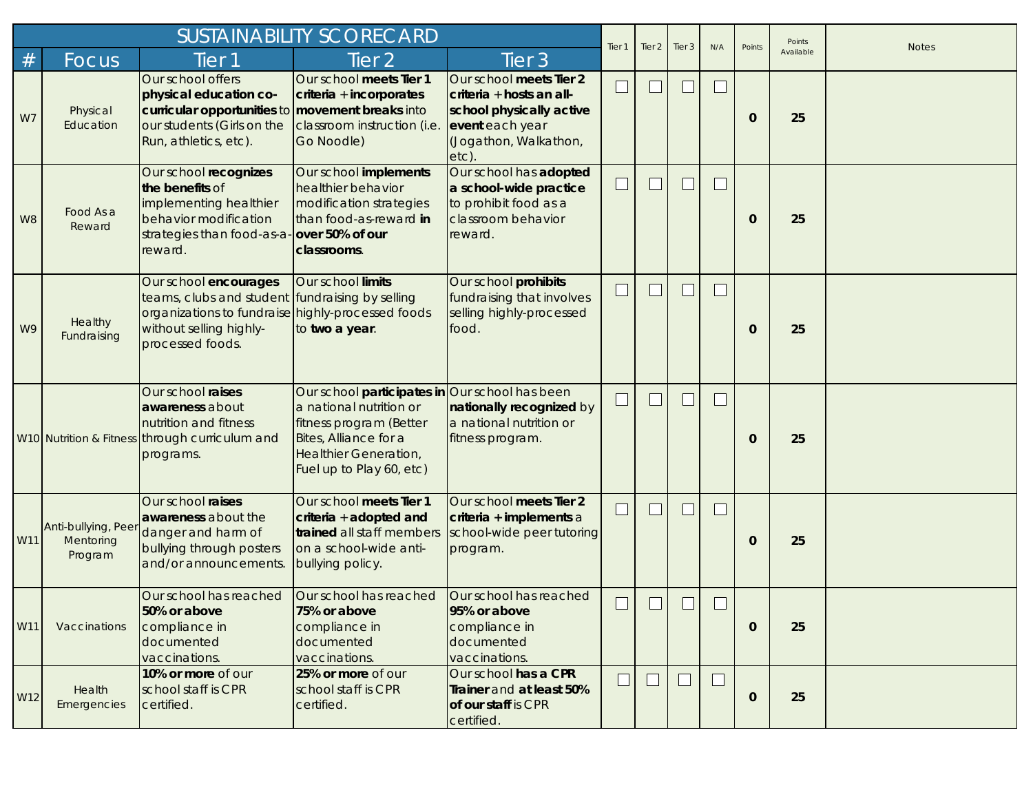| SUSTAINABILITY SCORECARD | | | | | Tier 1 | Tier 2 | Tier 3 | N/A | Points | Points Available | Notes |
|---|---|---|---|---|---|---|---|---|---|---|---|
| # | Focus | Tier 1 | Tier 2 | Tier 3 | | | | | | | |
| W7 | Physical Education | Our school offers **physical education co-curricular opportunities** to our students (Girls on the Run, athletics, etc). | Our school **meets Tier 1 criteria** + **incorporates movement breaks** into classroom instruction (i.e. Go Noodle) | Our school **meets Tier 2 criteria** + **hosts an all-school physically active event** each year (Jogathon, Walkathon, etc). | ☐ | ☐ | ☐ | ☐ | **0** | **25** | |
| W8 | Food As a Reward | Our school **recognizes the benefits** of implementing healthier behavior modification strategies than food-as-a-reward. | Our school **implements** healthier behavior modification strategies than food-as-reward **in over 50% of our classrooms**. | Our school has **adopted a school-wide practice** to prohibit food as a classroom behavior reward. | ☐ | ☐ | ☐ | ☐ | **0** | **25** | |
| W9 | Healthy Fundraising | Our school **encourages** teams, clubs and student organizations to fundraise without selling highly-processed foods. | Our school **limits** fundraising by selling highly-processed foods to **two a year**. | Our school **prohibits** fundraising that involves selling highly-processed food. | ☐ | ☐ | ☐ | ☐ | **0** | **25** | |
| W10 | Nutrition & Fitness | Our school **raises awareness** about nutrition and fitness through curriculum and programs. | Our school **participates in** a national nutrition or fitness program (Better Bites, Alliance for a Healthier Generation, Fuel up to Play 60, etc) | Our school has been **nationally recognized** by a national nutrition or fitness program. | ☐ | ☐ | ☐ | ☐ | **0** | **25** | |
| W11 | Anti-bullying, Peer Mentoring Program | Our school **raises awareness** about the danger and harm of bullying through posters and/or announcements. | Our school **meets Tier 1 criteria** + **adopted and trained** all staff members on a school-wide anti-bullying policy. | Our school **meets Tier 2 criteria** + **implements** a school-wide peer tutoring program. | ☐ | ☐ | ☐ | ☐ | **0** | **25** | |
| W11 | Vaccinations | Our school has reached **50% or above** compliance in documented vaccinations. | Our school has reached **75% or above** compliance in documented vaccinations. | Our school has reached **95% or above** compliance in documented vaccinations. | ☐ | ☐ | ☐ | ☐ | **0** | **25** | |
| W12 | Health Emergencies | **10% or more** of our school staff is CPR certified. | **25% or more** of our school staff is CPR certified. | Our school **has a CPR Trainer** and **at least 50% of our staff** is CPR certified. | ☐ | ☐ | ☐ | ☐ | **0** | **25** | |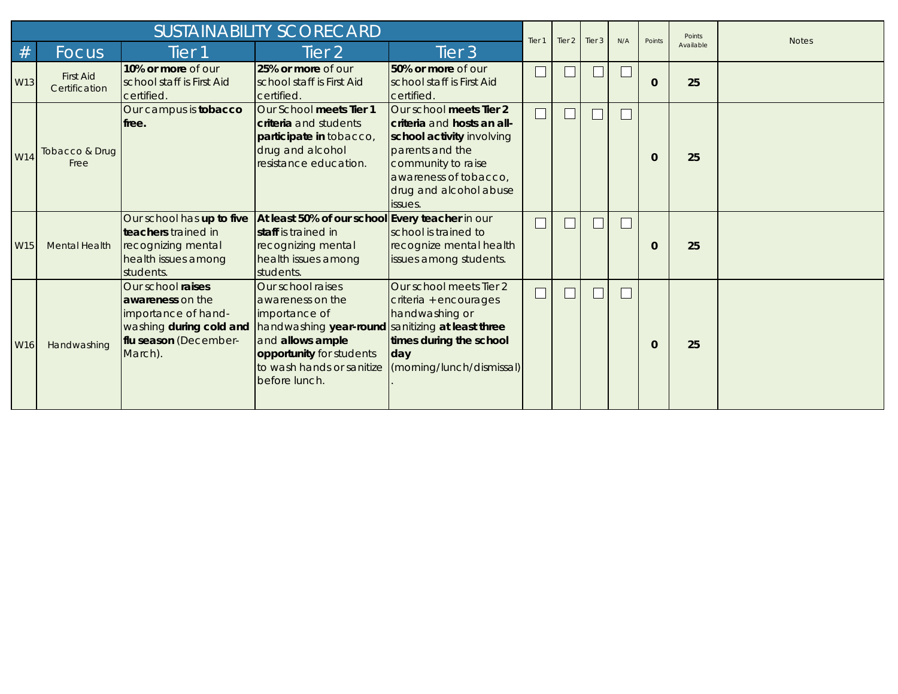| SUSTAINABILITY SCORECARD | | | | | Tier 1 | Tier 2 | Tier 3 | N/A | Points | Points Available | Notes |
|---|---|---|---|---|---|---|---|---|---|---|---|
| # | Focus | Tier 1 | Tier 2 | Tier 3 | | | | | | | |
| W13 | First Aid Certification | **10% or more** of our school staff is First Aid certified. | **25% or more** of our school staff is First Aid certified. | **50% or more** of our school staff is First Aid certified. | ☐ | ☐ | ☐ | ☐ | **0** | **25** | |
| W14 | Tobacco & Drug Free | Our campus is **tobacco free.** | Our School **meets Tier 1 criteria** and students **participate in** tobacco, drug and alcohol resistance education. | Our school **meets Tier 2 criteria** and **hosts an all-school activity** involving parents and the community to raise awareness of tobacco, drug and alcohol abuse issues. | ☐ | ☐ | ☐ | ☐ | **0** | **25** | |
| W15 | Mental Health | Our school has **up to five teachers** trained in recognizing mental health issues among students. | **At least 50% of our school staff** is trained in recognizing mental health issues among students. | **Every teacher** in our school is trained to recognize mental health issues among students. | ☐ | ☐ | ☐ | ☐ | **0** | **25** | |
| W16 | Handwashing | Our school **raises awareness** on the importance of hand-washing **during cold and flu season** (December-March). | Our school raises awareness on the importance of handwashing **year-round** and **allows ample opportunity** for students to wash hands or sanitize before lunch. | Our school meets Tier 2 criteria + encourages handwashing or sanitizing **at least three times during the school day** (morning/lunch/dismissal). | ☐ | ☐ | ☐ | ☐ | **0** | **25** | |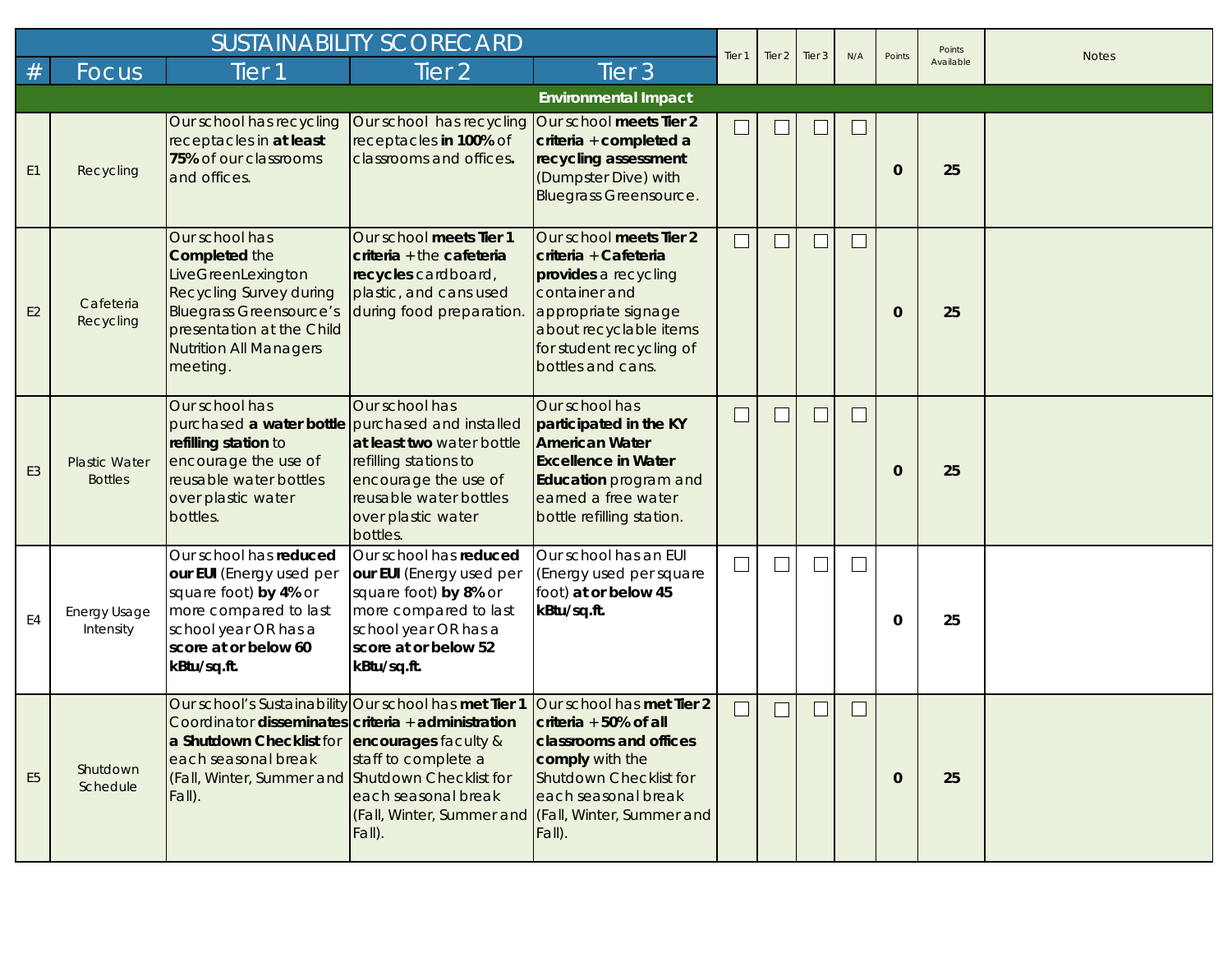| # | Focus | Tier 1 | Tier 2 | Tier 3 | Tier 1 | Tier 2 | Tier 3 | N/A | Points | Points Available | Notes |
|---|---|---|---|---|---|---|---|---|---|---|---|
| SUSTAINABILITY SCORECARD | | | | | | | | | | | |
| **Environmental Impact** | | | | | | | | | | | |
| E1 | Recycling | Our school has recycling receptacles in **at least 75%** of our classrooms and offices. | Our school has recycling receptacles **in 100%** of classrooms and offices**.** | Our school **meets Tier 2 criteria** + **completed a recycling assessment** (Dumpster Dive) with Bluegrass Greensource. | ☐ | ☐ | ☐ | ☐ | 0 | 25 | |
| E2 | Cafeteria Recycling | Our school has **Completed** the LiveGreenLexington Recycling Survey during Bluegrass Greensource's presentation at the Child Nutrition All Managers meeting. | Our school **meets Tier 1 criteria** + the **cafeteria recycles** cardboard, plastic, and cans used during food preparation. | Our school **meets Tier 2 criteria** + **Cafeteria provides** a recycling container and appropriate signage about recyclable items for student recycling of bottles and cans. | ☐ | ☐ | ☐ | ☐ | 0 | 25 | |
| E3 | Plastic Water Bottles | Our school has purchased **a water bottle refilling station** to encourage the use of reusable water bottles over plastic water bottles. | Our school has purchased and installed **at least two** water bottle refilling stations to encourage the use of reusable water bottles over plastic water bottles. | Our school has **participated in the KY American Water Excellence in Water Education** program and earned a free water bottle refilling station. | ☐ | ☐ | ☐ | ☐ | 0 | 25 | |
| E4 | Energy Usage Intensity | Our school has **reduced our EUI** (Energy used per square foot) **by 4%** or more compared to last school year OR has a **score at or below 60 kBtu/sq.ft.** | Our school has **reduced our EUI** (Energy used per square foot) **by 8%** or more compared to last school year OR has a **score at or below 52 kBtu/sq.ft.** | Our school has an EUI (Energy used per square foot) **at or below 45 kBtu/sq.ft.** | ☐ | ☐ | ☐ | ☐ | 0 | 25 | |
| E5 | Shutdown Schedule | Our school's Sustainability Coordinator **disseminates a Shutdown Checklist** for each seasonal break (Fall, Winter, Summer and Fall). | Our school has **met Tier 1 criteria** + **administration encourages** faculty & staff to complete a Shutdown Checklist for each seasonal break (Fall, Winter, Summer and Fall). | Our school has **met Tier 2 criteria** + **50% of all classrooms and offices comply** with the Shutdown Checklist for each seasonal break (Fall, Winter, Summer and Fall). | ☐ | ☐ | ☐ | ☐ | 0 | 25 | |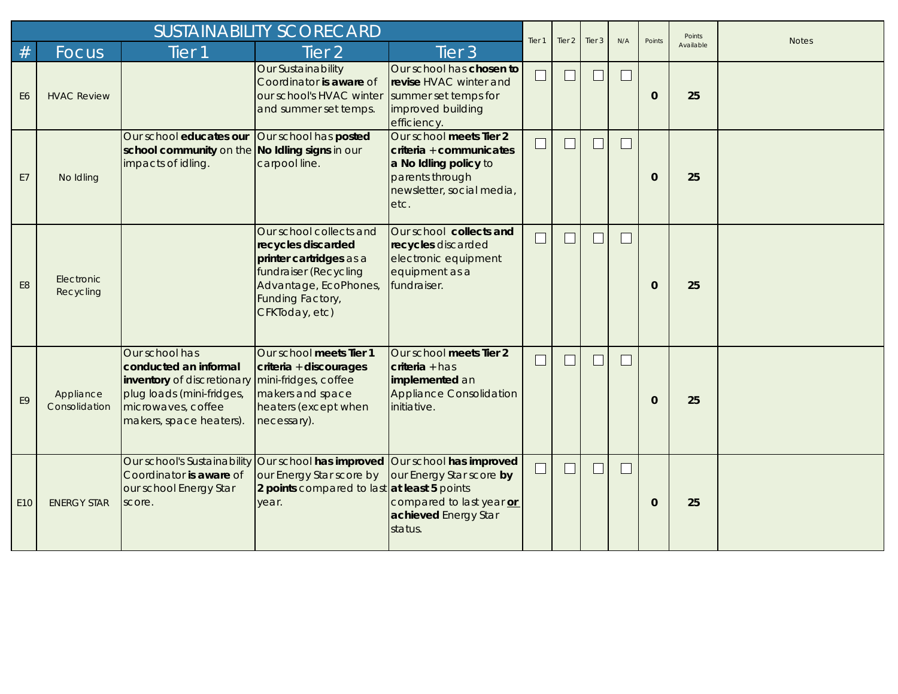| SUSTAINABILITY SCORECARD | | | | | Tier 1 | Tier 2 | Tier 3 | N/A | Points | Points Available | Notes |
|---|---|---|---|---|---|---|---|---|---|---|---|
| # | Focus | Tier 1 | Tier 2 | Tier 3 | | | | | | | |
| E6 | HVAC Review | | Our Sustainability Coordinator **is aware** of our school's HVAC winter and summer set temps. | Our school has **chosen to revise** HVAC winter and summer set temps for improved building efficiency. | ☐ | ☐ | ☐ | ☐ | **0** | **25** | |
| E7 | No Idling | Our school **educates our school community** on the impacts of idling. | Our school has **posted No Idling signs** in our carpool line. | Our school **meets Tier 2 criteria** + **communicates a No Idling policy** to parents through newsletter, social media, etc. | ☐ | ☐ | ☐ | ☐ | **0** | **25** | |
| E8 | Electronic Recycling | | Our school collects and **recycles discarded printer cartridges** as a fundraiser (Recycling Advantage, EcoPhones, Funding Factory, CFKToday, etc) | Our school **collects and recycles** discarded electronic equipment equipment as a fundraiser. | ☐ | ☐ | ☐ | ☐ | **0** | **25** | |
| E9 | Appliance Consolidation | Our school has **conducted an informal inventory** of discretionary plug loads (mini-fridges, microwaves, coffee makers, space heaters). | Our school **meets Tier 1 criteria** + **discourages** mini-fridges, coffee makers and space heaters (except when necessary). | Our school **meets Tier 2 criteria** + has **implemented** an Appliance Consolidation initiative. | ☐ | ☐ | ☐ | ☐ | **0** | **25** | |
| E10 | ENERGY STAR | Our school's Sustainability Coordinator **is aware** of our school Energy Star score. | Our school **has improved** our Energy Star score by **2 points** compared to last year. | Our school **has improved** our Energy Star score **by at least 5** points compared to last year **or achieved** Energy Star status. | ☐ | ☐ | ☐ | ☐ | **0** | **25** | |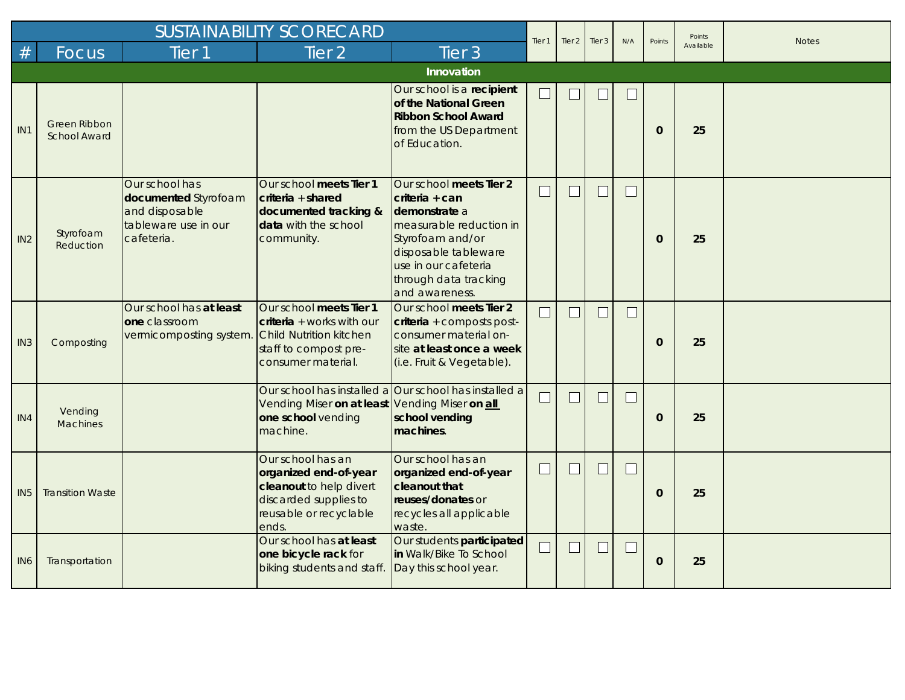| SUSTAINABILITY SCORECARD | | | | | Tier 1 | Tier 2 | Tier 3 | N/A | Points | Points Available | Notes |
|---|---|---|---|---|---|---|---|---|---|---|---|
| # | Focus | Tier 1 | Tier 2 | Tier 3 | | | | | | | |
| **Innovation** | | | | | | | | | | | |
| IN1 | Green Ribbon School Award | | | Our school is a **recipient of the National Green Ribbon School Award** from the US Department of Education. | ☐ | ☐ | ☐ | ☐ | 0 | 25 | |
| IN2 | Styrofoam Reduction | Our school has **documented** Styrofoam and disposable tableware use in our cafeteria. | Our school **meets Tier 1 criteria** + **shared documented tracking & data** with the school community. | Our school **meets Tier 2 criteria + can demonstrate** a measurable reduction in Styrofoam and/or disposable tableware use in our cafeteria through data tracking and awareness. | ☐ | ☐ | ☐ | ☐ | 0 | 25 | |
| IN3 | Composting | Our school has **at least one** classroom vermicomposting system. | Our school **meets Tier 1 criteria** + works with our Child Nutrition kitchen staff to compost pre-consumer material. | Our school **meets Tier 2 criteria** + composts post-consumer material on-site **at least once a week** (i.e. Fruit & Vegetable). | ☐ | ☐ | ☐ | ☐ | 0 | 25 | |
| IN4 | Vending Machines | | Our school has installed a Vending Miser **on at least one school** vending machine. | Our school has installed a Vending Miser **on all school vending machines**. | ☐ | ☐ | ☐ | ☐ | 0 | 25 | |
| IN5 | Transition Waste | | Our school has an **organized end-of-year cleanout** to help divert discarded supplies to reusable or recyclable ends. | Our school has an **organized end-of-year cleanout that reuses/donates** or recycles all applicable waste. | ☐ | ☐ | ☐ | ☐ | 0 | 25 | |
| IN6 | Transportation | | Our school has **at least one bicycle rack** for biking students and staff. | Our students **participated in** Walk/Bike To School Day this school year. | ☐ | ☐ | ☐ | ☐ | 0 | 25 | |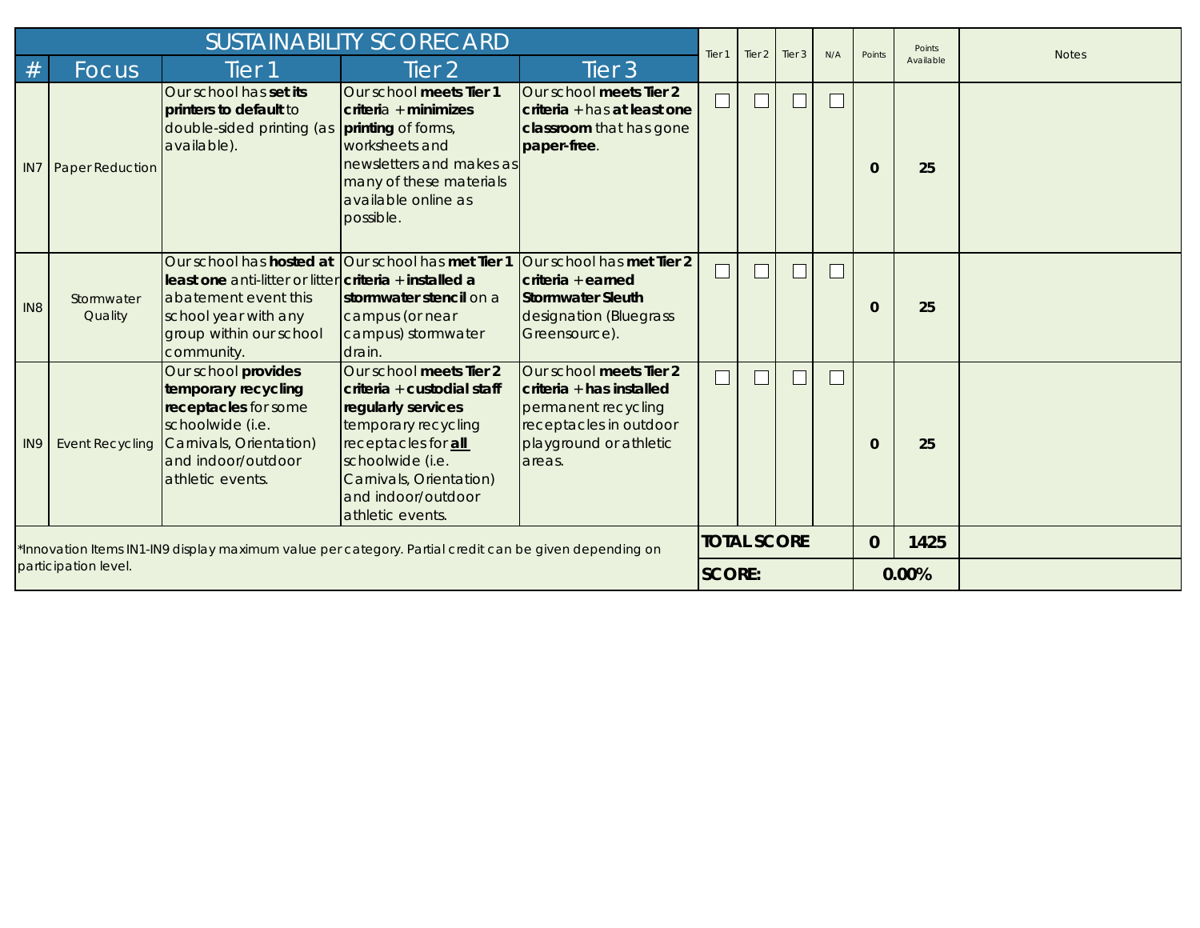| SUSTAINABILITY SCORECARD | | | | | | | | | | | |
|---|---|---|---|---|---|---|---|---|---|---|---|
| # | Focus | Tier 1 | Tier 2 | Tier 3 | Tier 1 | Tier 2 | Tier 3 | N/A | Points | Points Available | Notes |
| IN7 | Paper Reduction | Our school has **set its printers to default** to double-sided printing (as available). | Our school **meets Tier 1 criteri**a + **minimizes printing** of forms, worksheets and newsletters and makes as many of these materials available online as possible. | Our school **meets Tier 2 criteria** + has **at least one classroom** that has gone **paper-free**. | ☐ | ☐ | ☐ | ☐ | **0** | **25** | |
| IN8 | Stormwater Quality | Our school has **hosted at least one** anti-litter or litter abatement event this school year with any group within our school community. | Our school has **met Tier 1 criteria** + **installed a stormwater stencil** on a campus (or near campus) stormwater drain. | Our school has **met Tier 2 criteria** + **earned Stormwater Sleuth** designation (Bluegrass Greensource). | ☐ | ☐ | ☐ | ☐ | **0** | **25** | |
| IN9 | Event Recycling | Our school **provides temporary recycling receptacles** for some schoolwide (i.e. Carnivals, Orientation) and indoor/outdoor athletic events. | Our school **meets Tier 2 criteria** + **custodial staff regularly services** temporary recycling receptacles for **all** schoolwide (i.e. Carnivals, Orientation) and indoor/outdoor athletic events. | Our school **meets Tier 2 criteria** + **has installed** permanent recycling receptacles in outdoor playground or athletic areas. | ☐ | ☐ | ☐ | ☐ | **0** | **25** | |
| *Innovation Items IN1-IN9 display maximum value per category. Partial credit can be given depending on participation level. | | | | | **TOTAL SCORE** | | | | **0** | **1425** | |
| | | | | | **SCORE:** | | | | **0.00%** | | |